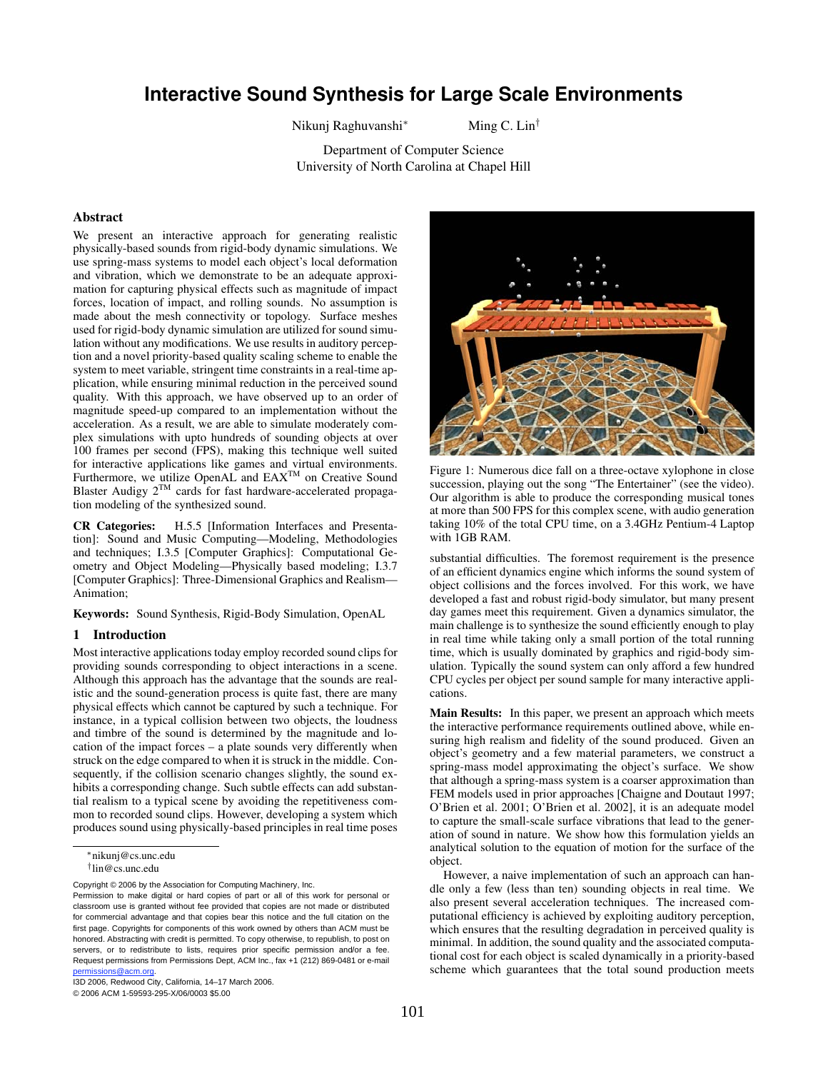# Interactive Sound Synthesis for Large Scale Environments

Nikunj Raghuvanshi* Ming C. Lin†

Department of Computer Science
University of North Carolina at Chapel Hill

## Abstract

We present an interactive approach for generating realistic physically-based sounds from rigid-body dynamic simulations. We use spring-mass systems to model each object's local deformation and vibration, which we demonstrate to be an adequate approximation for capturing physical effects such as magnitude of impact forces, location of impact, and rolling sounds. No assumption is made about the mesh connectivity or topology. Surface meshes used for rigid-body dynamic simulation are utilized for sound simulation without any modifications. We use results in auditory perception and a novel priority-based quality scaling scheme to enable the system to meet variable, stringent time constraints in a real-time application, while ensuring minimal reduction in the perceived sound quality. With this approach, we have observed up to an order of magnitude speed-up compared to an implementation without the acceleration. As a result, we are able to simulate moderately complex simulations with upto hundreds of sounding objects at over 100 frames per second (FPS), making this technique well suited for interactive applications like games and virtual environments. Furthermore, we utilize OpenAL and EAX™ on Creative Sound Blaster Audigy 2™ cards for fast hardware-accelerated propagation modeling of the synthesized sound.

**CR Categories:** H.5.5 [Information Interfaces and Presentation]: Sound and Music Computing—Modeling, Methodologies and techniques; I.3.5 [Computer Graphics]: Computational Geometry and Object Modeling—Physically based modeling; I.3.7 [Computer Graphics]: Three-Dimensional Graphics and Realism—Animation;

**Keywords:** Sound Synthesis, Rigid-Body Simulation, OpenAL

## 1 Introduction

Most interactive applications today employ recorded sound clips for providing sounds corresponding to object interactions in a scene. Although this approach has the advantage that the sounds are realistic and the sound-generation process is quite fast, there are many physical effects which cannot be captured by such a technique. For instance, in a typical collision between two objects, the loudness and timbre of the sound is determined by the magnitude and location of the impact forces – a plate sounds very differently when struck on the edge compared to when it is struck in the middle. Consequently, if the collision scenario changes slightly, the sound exhibits a corresponding change. Such subtle effects can add substantial realism to a typical scene by avoiding the repetitiveness common to recorded sound clips. However, developing a system which produces sound using physically-based principles in real time poses substantial difficulties. The foremost requirement is the presence of an efficient dynamics engine which informs the sound system of object collisions and the forces involved. For this work, we have developed a fast and robust rigid-body simulator, but many present day games meet this requirement. Given a dynamics simulator, the main challenge is to synthesize the sound efficiently enough to play in real time while taking only a small portion of the total running time, which is usually dominated by graphics and rigid-body simulation. Typically the sound system can only afford a few hundred CPU cycles per object per sound sample for many interactive applications.

Figure 1: Numerous dice fall on a three-octave xylophone in close succession, playing out the song "The Entertainer" (see the video). Our algorithm is able to produce the corresponding musical tones at more than 500 FPS for this complex scene, with audio generation taking 10% of the total CPU time, on a 3.4GHz Pentium-4 Laptop with 1GB RAM.

**Main Results:** In this paper, we present an approach which meets the interactive performance requirements outlined above, while ensuring high realism and fidelity of the sound produced. Given an object's geometry and a few material parameters, we construct a spring-mass model approximating the object's surface. We show that although a spring-mass system is a coarser approximation than FEM models used in prior approaches [Chaigne and Doutaut 1997; O'Brien et al. 2001; O'Brien et al. 2002], it is an adequate model to capture the small-scale surface vibrations that lead to the generation of sound in nature. We show how this formulation yields an analytical solution to the equation of motion for the surface of the object.

However, a naive implementation of such an approach can handle only a few (less than ten) sounding objects in real time. We also present several acceleration techniques. The increased computational efficiency is achieved by exploiting auditory perception, which ensures that the resulting degradation in perceived quality is minimal. In addition, the sound quality and the associated computational cost for each object is scaled dynamically in a priority-based scheme which guarantees that the total sound production meets

*nikunj@cs.unc.edu
†lin@cs.unc.edu

Copyright © 2006 by the Association for Computing Machinery, Inc.
Permission to make digital or hard copies of part or all of this work for personal or classroom use is granted without fee provided that copies are not made or distributed for commercial advantage and that copies bear this notice and the full citation on the first page. Copyrights for components of this work owned by others than ACM must be honored. Abstracting with credit is permitted. To copy otherwise, to republish, to post on servers, or to redistribute to lists, requires prior specific permission and/or a fee. Request permissions from Permissions Dept, ACM Inc., fax +1 (212) 869-0481 or e-mail permissions@acm.org.
I3D 2006, Redwood City, California, 14–17 March 2006.
© 2006 ACM 1-59593-295-X/06/0003 $5.00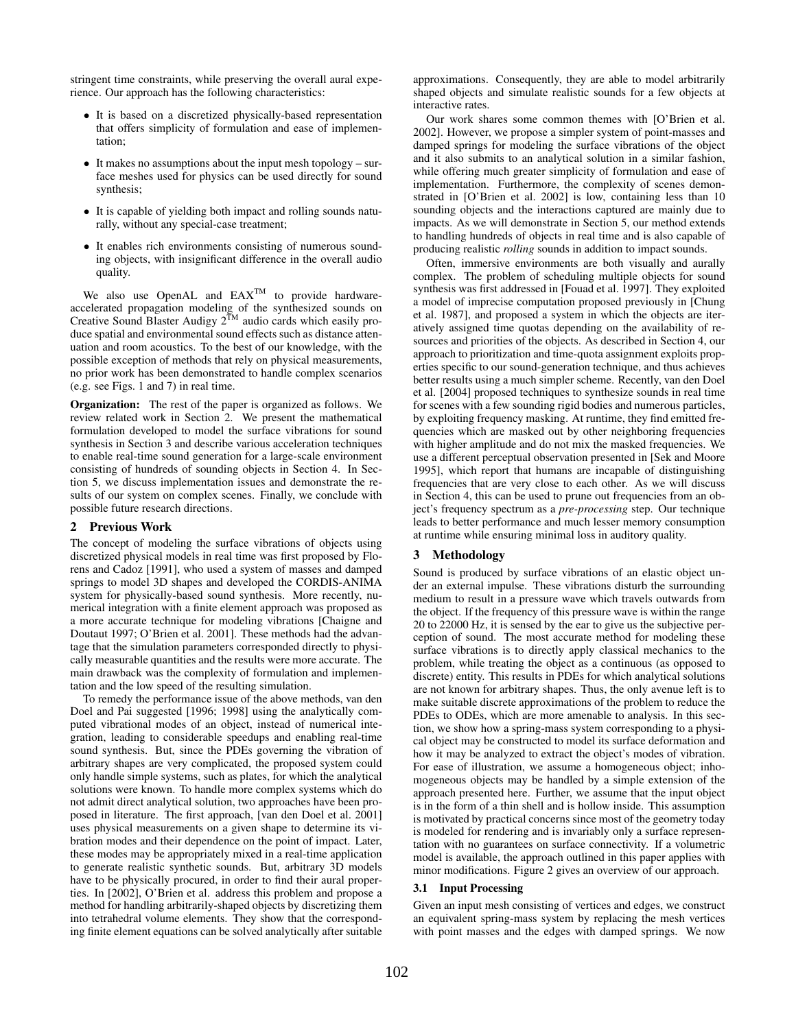stringent time constraints, while preserving the overall aural experience. Our approach has the following characteristics:

- It is based on a discretized physically-based representation that offers simplicity of formulation and ease of implementation;
- It makes no assumptions about the input mesh topology – surface meshes used for physics can be used directly for sound synthesis;
- It is capable of yielding both impact and rolling sounds naturally, without any special-case treatment;
- It enables rich environments consisting of numerous sounding objects, with insignificant difference in the overall audio quality.

We also use OpenAL and EAX™ to provide hardware-accelerated propagation modeling of the synthesized sounds on Creative Sound Blaster Audigy 2™ audio cards which easily produce spatial and environmental sound effects such as distance attenuation and room acoustics. To the best of our knowledge, with the possible exception of methods that rely on physical measurements, no prior work has been demonstrated to handle complex scenarios (e.g. see Figs. 1 and 7) in real time.

**Organization:** The rest of the paper is organized as follows. We review related work in Section 2. We present the mathematical formulation developed to model the surface vibrations for sound synthesis in Section 3 and describe various acceleration techniques to enable real-time sound generation for a large-scale environment consisting of hundreds of sounding objects in Section 4. In Section 5, we discuss implementation issues and demonstrate the results of our system on complex scenes. Finally, we conclude with possible future research directions.

## 2 Previous Work

The concept of modeling the surface vibrations of objects using discretized physical models in real time was first proposed by Florens and Cadoz [1991], who used a system of masses and damped springs to model 3D shapes and developed the CORDIS-ANIMA system for physically-based sound synthesis. More recently, numerical integration with a finite element approach was proposed as a more accurate technique for modeling vibrations [Chaigne and Doutaut 1997; O'Brien et al. 2001]. These methods had the advantage that the simulation parameters corresponded directly to physically measurable quantities and the results were more accurate. The main drawback was the complexity of formulation and implementation and the low speed of the resulting simulation.

To remedy the performance issue of the above methods, van den Doel and Pai suggested [1996; 1998] using the analytically computed vibrational modes of an object, instead of numerical integration, leading to considerable speedups and enabling real-time sound synthesis. But, since the PDEs governing the vibration of arbitrary shapes are very complicated, the proposed system could only handle simple systems, such as plates, for which the analytical solutions were known. To handle more complex systems which do not admit direct analytical solution, two approaches have been proposed in literature. The first approach, [van den Doel et al. 2001] uses physical measurements on a given shape to determine its vibration modes and their dependence on the point of impact. Later, these modes may be appropriately mixed in a real-time application to generate realistic synthetic sounds. But, arbitrary 3D models have to be physically procured, in order to find their aural properties. In [2002], O'Brien et al. address this problem and propose a method for handling arbitrarily-shaped objects by discretizing them into tetrahedral volume elements. They show that the corresponding finite element equations can be solved analytically after suitable approximations. Consequently, they are able to model arbitrarily shaped objects and simulate realistic sounds for a few objects at interactive rates.

Our work shares some common themes with [O'Brien et al. 2002]. However, we propose a simpler system of point-masses and damped springs for modeling the surface vibrations of the object and it also submits to an analytical solution in a similar fashion, while offering much greater simplicity of formulation and ease of implementation. Furthermore, the complexity of scenes demonstrated in [O'Brien et al. 2002] is low, containing less than 10 sounding objects and the interactions captured are mainly due to impacts. As we will demonstrate in Section 5, our method extends to handling hundreds of objects in real time and is also capable of producing realistic *rolling* sounds in addition to impact sounds.

Often, immersive environments are both visually and aurally complex. The problem of scheduling multiple objects for sound synthesis was first addressed in [Fouad et al. 1997]. They exploited a model of imprecise computation proposed previously in [Chung et al. 1987], and proposed a system in which the objects are iteratively assigned time quotas depending on the availability of resources and priorities of the objects. As described in Section 4, our approach to prioritization and time-quota assignment exploits properties specific to our sound-generation technique, and thus achieves better results using a much simpler scheme. Recently, van den Doel et al. [2004] proposed techniques to synthesize sounds in real time for scenes with a few sounding rigid bodies and numerous particles, by exploiting frequency masking. At runtime, they find emitted frequencies which are masked out by other neighboring frequencies with higher amplitude and do not mix the masked frequencies. We use a different perceptual observation presented in [Sek and Moore 1995], which report that humans are incapable of distinguishing frequencies that are very close to each other. As we will discuss in Section 4, this can be used to prune out frequencies from an object's frequency spectrum as a *pre-processing* step. Our technique leads to better performance and much lesser memory consumption at runtime while ensuring minimal loss in auditory quality.

## 3 Methodology

Sound is produced by surface vibrations of an elastic object under an external impulse. These vibrations disturb the surrounding medium to result in a pressure wave which travels outwards from the object. If the frequency of this pressure wave is within the range 20 to 22000 Hz, it is sensed by the ear to give us the subjective perception of sound. The most accurate method for modeling these surface vibrations is to directly apply classical mechanics to the problem, while treating the object as a continuous (as opposed to discrete) entity. This results in PDEs for which analytical solutions are not known for arbitrary shapes. Thus, the only avenue left is to make suitable discrete approximations of the problem to reduce the PDEs to ODEs, which are more amenable to analysis. In this section, we show how a spring-mass system corresponding to a physical object may be constructed to model its surface deformation and how it may be analyzed to extract the object's modes of vibration. For ease of illustration, we assume a homogeneous object; inhomogeneous objects may be handled by a simple extension of the approach presented here. Further, we assume that the input object is in the form of a thin shell and is hollow inside. This assumption is motivated by practical concerns since most of the geometry today is modeled for rendering and is invariably only a surface representation with no guarantees on surface connectivity. If a volumetric model is available, the approach outlined in this paper applies with minor modifications. Figure 2 gives an overview of our approach.

### 3.1 Input Processing

Given an input mesh consisting of vertices and edges, we construct an equivalent spring-mass system by replacing the mesh vertices with point masses and the edges with damped springs. We now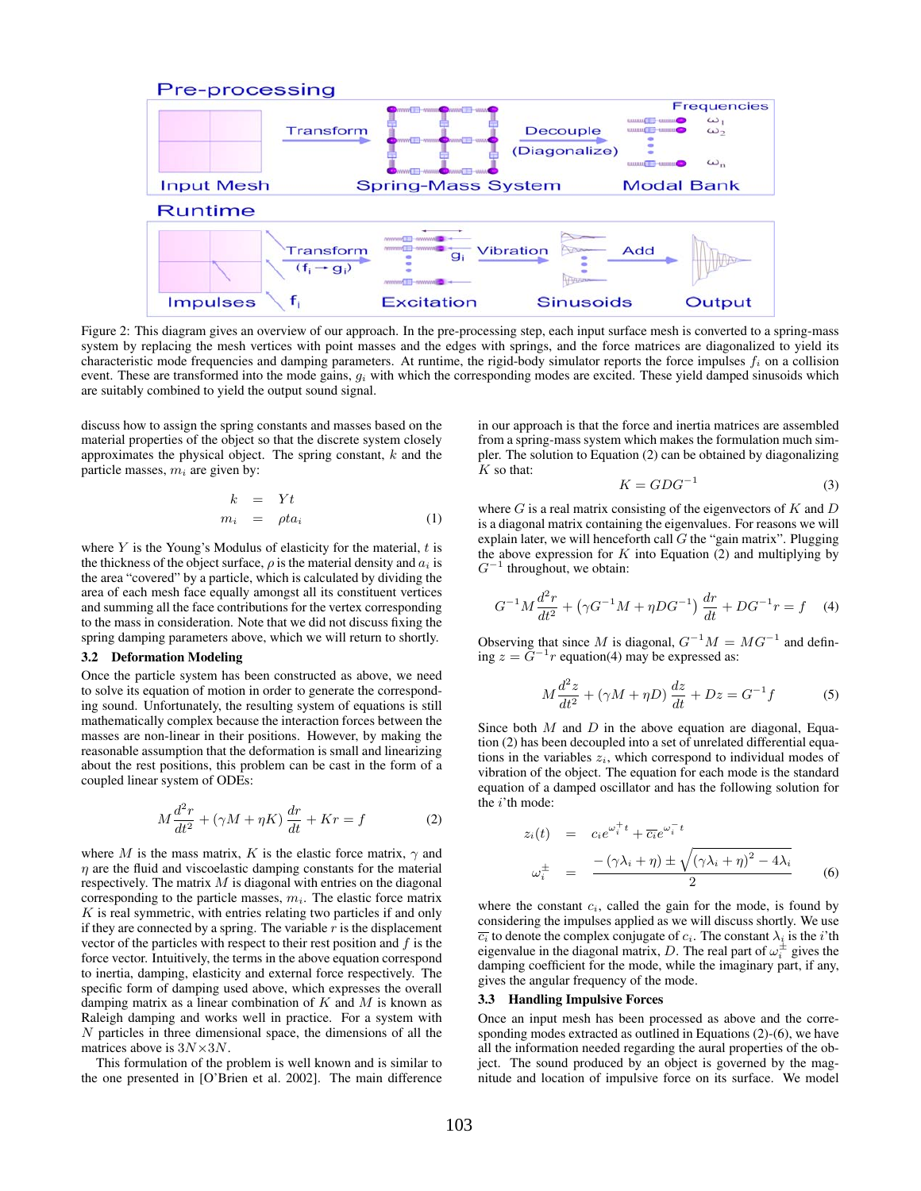Figure 2: This diagram gives an overview of our approach. In the pre-processing step, each input surface mesh is converted to a spring-mass system by replacing the mesh vertices with point masses and the edges with springs, and the force matrices are diagonalized to yield its characteristic mode frequencies and damping parameters. At runtime, the rigid-body simulator reports the force impulses $f_i$ on a collision event. These are transformed into the mode gains, $g_i$ with which the corresponding modes are excited. These yield damped sinusoids which are suitably combined to yield the output sound signal.

discuss how to assign the spring constants and masses based on the material properties of the object so that the discrete system closely approximates the physical object. The spring constant, $k$ and the particle masses, $m_i$ are given by:

$$
\begin{aligned}
k &= Yt \\
m_i &= \rho t a_i
\end{aligned}
\tag{1}
$$

where $Y$ is the Young's Modulus of elasticity for the material, $t$ is the thickness of the object surface, $\rho$ is the material density and $a_i$ is the area "covered" by a particle, which is calculated by dividing the area of each mesh face equally amongst all its constituent vertices and summing all the face contributions for the vertex corresponding to the mass in consideration. Note that we did not discuss fixing the spring damping parameters above, which we will return to shortly.

### 3.2 Deformation Modeling

Once the particle system has been constructed as above, we need to solve its equation of motion in order to generate the corresponding sound. Unfortunately, the resulting system of equations is still mathematically complex because the interaction forces between the masses are non-linear in their positions. However, by making the reasonable assumption that the deformation is small and linearizing about the rest positions, this problem can be cast in the form of a coupled linear system of ODEs:

$$
M\frac{d^2 r}{dt^2} + (\gamma M + \eta K)\frac{dr}{dt} + Kr = f \tag{2}
$$

where $M$ is the mass matrix, $K$ is the elastic force matrix, $\gamma$ and $\eta$ are the fluid and viscoelastic damping constants for the material respectively. The matrix $M$ is diagonal with entries on the diagonal corresponding to the particle masses, $m_i$. The elastic force matrix $K$ is real symmetric, with entries relating two particles if and only if they are connected by a spring. The variable $r$ is the displacement vector of the particles with respect to their rest position and $f$ is the force vector. Intuitively, the terms in the above equation correspond to inertia, damping, elasticity and external force respectively. The specific form of damping used above, which expresses the overall damping matrix as a linear combination of $K$ and $M$ is known as Raleigh damping and works well in practice. For a system with $N$ particles in three dimensional space, the dimensions of all the matrices above is $3N \times 3N$.

This formulation of the problem is well known and is similar to the one presented in [O'Brien et al. 2002]. The main difference in our approach is that the force and inertia matrices are assembled from a spring-mass system which makes the formulation much simpler. The solution to Equation (2) can be obtained by diagonalizing $K$ so that:

$$
K = GDG^{-1} \tag{3}
$$

where $G$ is a real matrix consisting of the eigenvectors of $K$ and $D$ is a diagonal matrix containing the eigenvalues. For reasons we will explain later, we will henceforth call $G$ the "gain matrix". Plugging the above expression for $K$ into Equation (2) and multiplying by $G^{-1}$ throughout, we obtain:

$$
G^{-1}M\frac{d^2 r}{dt^2} + \left(\gamma G^{-1}M + \eta D G^{-1}\right)\frac{dr}{dt} + DG^{-1}r = f \tag{4}
$$

Observing that since $M$ is diagonal, $G^{-1}M = MG^{-1}$ and defining $z = G^{-1}r$ equation(4) may be expressed as:

$$
M\frac{d^2 z}{dt^2} + (\gamma M + \eta D)\frac{dz}{dt} + Dz = G^{-1}f \tag{5}
$$

Since both $M$ and $D$ in the above equation are diagonal, Equation (2) has been decoupled into a set of unrelated differential equations in the variables $z_i$, which correspond to individual modes of vibration of the object. The equation for each mode is the standard equation of a damped oscillator and has the following solution for the $i$'th mode:

$$
\begin{aligned}
z_i(t) &= c_i e^{\omega_i^+ t} + \overline{c_i} e^{\omega_i^- t} \\
\omega_i^\pm &= \frac{-(\gamma\lambda_i + \eta) \pm \sqrt{(\gamma\lambda_i + \eta)^2 - 4\lambda_i}}{2}
\end{aligned}
\tag{6}
$$

where the constant $c_i$, called the gain for the mode, is found by considering the impulses applied as we will discuss shortly. We use $\overline{c_i}$ to denote the complex conjugate of $c_i$. The constant $\lambda_i$ is the $i$'th eigenvalue in the diagonal matrix, $D$. The real part of $\omega_i^\pm$ gives the damping coefficient for the mode, while the imaginary part, if any, gives the angular frequency of the mode.

### 3.3 Handling Impulsive Forces

Once an input mesh has been processed as above and the corresponding modes extracted as outlined in Equations (2)-(6), we have all the information needed regarding the aural properties of the object. The sound produced by an object is governed by the magnitude and location of impulsive force on its surface. We model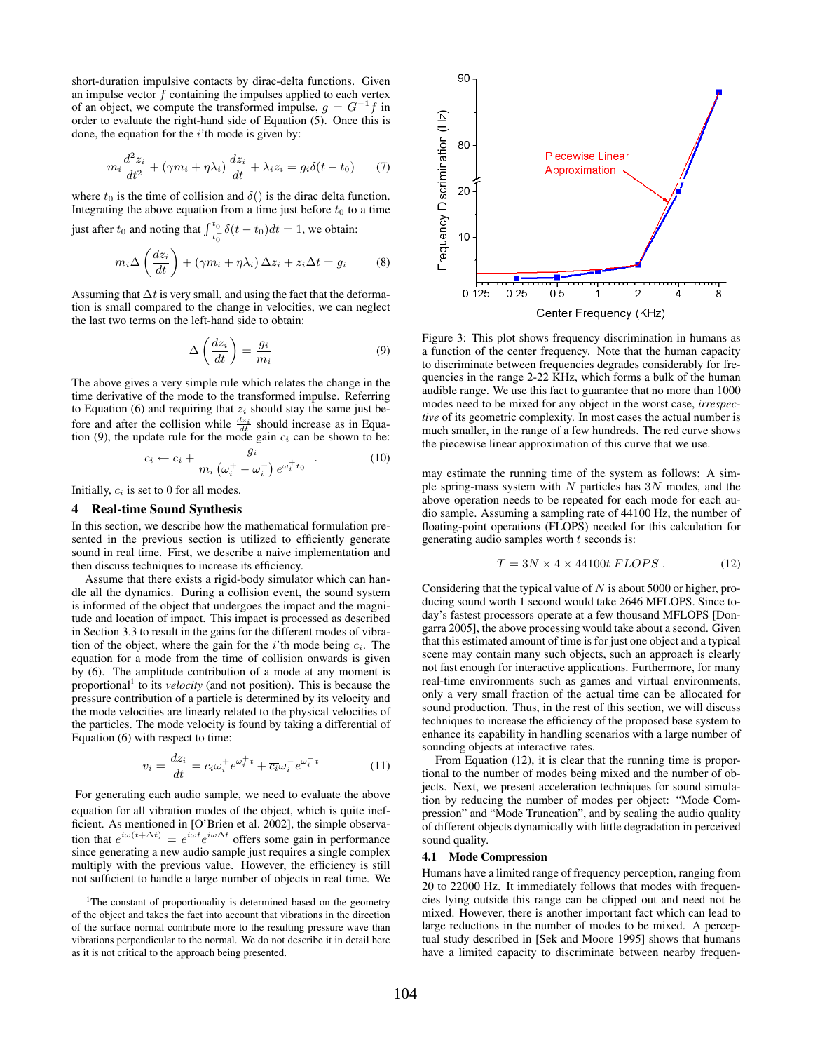short-duration impulsive contacts by dirac-delta functions. Given an impulse vector $f$ containing the impulses applied to each vertex of an object, we compute the transformed impulse, $g = G^{-1}f$ in order to evaluate the right-hand side of Equation (5). Once this is done, the equation for the $i$'th mode is given by:

$$m_i \frac{d^2 z_i}{dt^2} + (\gamma m_i + \eta \lambda_i) \frac{dz_i}{dt} + \lambda_i z_i = g_i \delta(t - t_0) \quad (7)$$

where $t_0$ is the time of collision and $\delta()$ is the dirac delta function. Integrating the above equation from a time just before $t_0$ to a time just after $t_0$ and noting that $\int_{t_0^-}^{t_0^+} \delta(t - t_0)dt = 1$, we obtain:

$$m_i \Delta \left( \frac{dz_i}{dt} \right) + (\gamma m_i + \eta \lambda_i) \Delta z_i + z_i \Delta t = g_i \quad (8)$$

Assuming that $\Delta t$ is very small, and using the fact that the deformation is small compared to the change in velocities, we can neglect the last two terms on the left-hand side to obtain:

$$\Delta \left( \frac{dz_i}{dt} \right) = \frac{g_i}{m_i} \quad (9)$$

The above gives a very simple rule which relates the change in the time derivative of the mode to the transformed impulse. Referring to Equation (6) and requiring that $z_i$ should stay the same just before and after the collision while $\frac{dz_i}{dt}$ should increase as in Equation (9), the update rule for the mode gain $c_i$ can be shown to be:

$$c_i \leftarrow c_i + \frac{g_i}{m_i \left( \omega_i^+ - \omega_i^- \right) e^{\omega_i^+ t_0}} . \quad (10)$$

Initially, $c_i$ is set to 0 for all modes.

## 4 Real-time Sound Synthesis

In this section, we describe how the mathematical formulation presented in the previous section is utilized to efficiently generate sound in real time. First, we describe a naive implementation and then discuss techniques to increase its efficiency.

Assume that there exists a rigid-body simulator which can handle all the dynamics. During a collision event, the sound system is informed of the object that undergoes the impact and the magnitude and location of impact. This impact is processed as described in Section 3.3 to result in the gains for the different modes of vibration of the object, where the gain for the $i$'th mode being $c_i$. The equation for a mode from the time of collision onwards is given by (6). The amplitude contribution of a mode at any moment is proportional[1] to its *velocity* (and not position). This is because the pressure contribution of a particle is determined by its velocity and the mode velocities are linearly related to the physical velocities of the particles. The mode velocity is found by taking a differential of Equation (6) with respect to time:

$$v_i = \frac{dz_i}{dt} = c_i \omega_i^+ e^{\omega_i^+ t} + \overline{c_i} \omega_i^- e^{\omega_i^- t} \quad (11)$$

For generating each audio sample, we need to evaluate the above equation for all vibration modes of the object, which is quite inefficient. As mentioned in [O'Brien et al. 2002], the simple observation that $e^{i\omega(t+\Delta t)} = e^{i\omega t} e^{i\omega \Delta t}$ offers some gain in performance since generating a new audio sample just requires a single complex multiply with the previous value. However, the efficiency is still not sufficient to handle a large number of objects in real time. We may estimate the running time of the system as follows: A simple spring-mass system with $N$ particles has $3N$ modes, and the above operation needs to be repeated for each mode for each audio sample. Assuming a sampling rate of 44100 Hz, the number of floating-point operations (FLOPS) needed for this calculation for generating audio samples worth $t$ seconds is:

$$T = 3N \times 4 \times 44100t \; FLOPS . \quad (12)$$

Considering that the typical value of $N$ is about 5000 or higher, producing sound worth 1 second would take 2646 MFLOPS. Since today's fastest processors operate at a few thousand MFLOPS [Dongarra 2005], the above processing would take about a second. Given that this estimated amount of time is for just one object and a typical scene may contain many such objects, such an approach is clearly not fast enough for interactive applications. Furthermore, for many real-time environments such as games and virtual environments, only a very small fraction of the actual time can be allocated for sound production. Thus, in the rest of this section, we will discuss techniques to increase the efficiency of the proposed base system to enhance its capability in handling scenarios with a large number of sounding objects at interactive rates.

From Equation (12), it is clear that the running time is proportional to the number of modes being mixed and the number of objects. Next, we present acceleration techniques for sound simulation by reducing the number of modes per object: "Mode Compression" and "Mode Truncation", and by scaling the audio quality of different objects dynamically with little degradation in perceived sound quality.

### 4.1 Mode Compression

Humans have a limited range of frequency perception, ranging from 20 to 22000 Hz. It immediately follows that modes with frequencies lying outside this range can be clipped out and need not be mixed. However, there is another important fact which can lead to large reductions in the number of modes to be mixed. A perceptual study described in [Sek and Moore 1995] shows that humans have a limited capacity to discriminate between nearby frequen-

Figure 3: This plot shows frequency discrimination in humans as a function of the center frequency. Note that the human capacity to discriminate between frequencies degrades considerably for frequencies in the range 2-22 KHz, which forms a bulk of the human audible range. We use this fact to guarantee that no more than 1000 modes need to be mixed for any object in the worst case, *irrespective* of its geometric complexity. In most cases the actual number is much smaller, in the range of a few hundreds. The red curve shows the piecewise linear approximation of this curve that we use.

[1] The constant of proportionality is determined based on the geometry of the object and takes the fact into account that vibrations in the direction of the surface normal contribute more to the resulting pressure wave than vibrations perpendicular to the normal. We do not describe it in detail here as it is not critical to the approach being presented.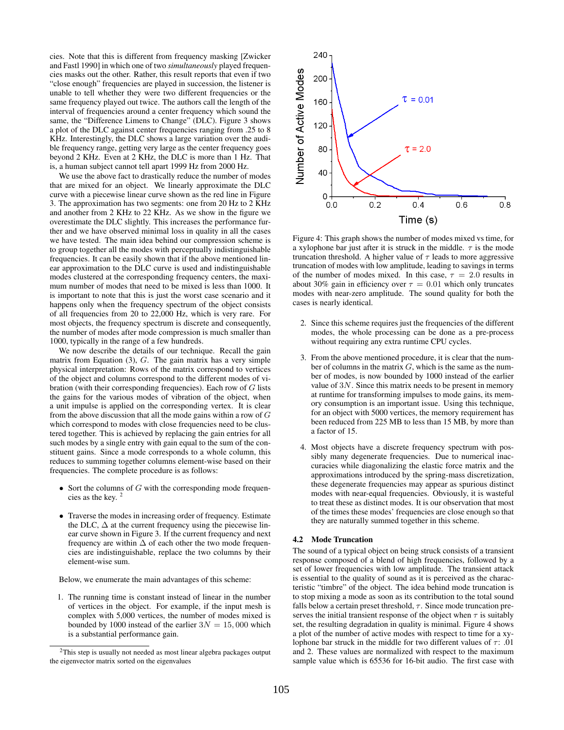cies. Note that this is different from frequency masking [Zwicker and Fastl 1990] in which one of two *simultaneously* played frequencies masks out the other. Rather, this result reports that even if two "close enough" frequencies are played in succession, the listener is unable to tell whether they were two different frequencies or the same frequency played out twice. The authors call the length of the interval of frequencies around a center frequency which sound the same, the "Difference Limens to Change" (DLC). Figure 3 shows a plot of the DLC against center frequencies ranging from .25 to 8 KHz. Interestingly, the DLC shows a large variation over the audible frequency range, getting very large as the center frequency goes beyond 2 KHz. Even at 2 KHz, the DLC is more than 1 Hz. That is, a human subject cannot tell apart 1999 Hz from 2000 Hz.

We use the above fact to drastically reduce the number of modes that are mixed for an object. We linearly approximate the DLC curve with a piecewise linear curve shown as the red line in Figure 3. The approximation has two segments: one from 20 Hz to 2 KHz and another from 2 KHz to 22 KHz. As we show in the figure we overestimate the DLC slightly. This increases the performance further and we have observed minimal loss in quality in all the cases we have tested. The main idea behind our compression scheme is to group together all the modes with perceptually indistinguishable frequencies. It can be easily shown that if the above mentioned linear approximation to the DLC curve is used and indistinguishable modes clustered at the corresponding frequency centers, the maximum number of modes that need to be mixed is less than 1000. It is important to note that this is just the worst case scenario and it happens only when the frequency spectrum of the object consists of all frequencies from 20 to 22,000 Hz, which is very rare. For most objects, the frequency spectrum is discrete and consequently, the number of modes after mode compression is much smaller than 1000, typically in the range of a few hundreds.

We now describe the details of our technique. Recall the gain matrix from Equation (3), $G$. The gain matrix has a very simple physical interpretation: Rows of the matrix correspond to vertices of the object and columns correspond to the different modes of vibration (with their corresponding frequencies). Each row of $G$ lists the gains for the various modes of vibration of the object, when a unit impulse is applied on the corresponding vertex. It is clear from the above discussion that all the mode gains within a row of $G$ which correspond to modes with close frequencies need to be clustered together. This is achieved by replacing the gain entries for all such modes by a single entry with gain equal to the sum of the constituent gains. Since a mode corresponds to a whole column, this reduces to summing together columns element-wise based on their frequencies. The complete procedure is as follows:

- Sort the columns of $G$ with the corresponding mode frequencies as the key. [2]
- Traverse the modes in increasing order of frequency. Estimate the DLC, $\Delta$ at the current frequency using the piecewise linear curve shown in Figure 3. If the current frequency and next frequency are within $\Delta$ of each other the two mode frequencies are indistinguishable, replace the two columns by their element-wise sum.

Below, we enumerate the main advantages of this scheme:

1. The running time is constant instead of linear in the number of vertices in the object. For example, if the input mesh is complex with 5,000 vertices, the number of modes mixed is bounded by 1000 instead of the earlier $3N = 15,000$ which is a substantial performance gain.
2. Since this scheme requires just the frequencies of the different modes, the whole processing can be done as a pre-process without requiring any extra runtime CPU cycles.
3. From the above mentioned procedure, it is clear that the number of columns in the matrix $G$, which is the same as the number of modes, is now bounded by 1000 instead of the earlier value of $3N$. Since this matrix needs to be present in memory at runtime for transforming impulses to mode gains, its memory consumption is an important issue. Using this technique, for an object with 5000 vertices, the memory requirement has been reduced from 225 MB to less than 15 MB, by more than a factor of 15.
4. Most objects have a discrete frequency spectrum with possibly many degenerate frequencies. Due to numerical inaccuracies while diagonalizing the elastic force matrix and the approximations introduced by the spring-mass discretization, these degenerate frequencies may appear as spurious distinct modes with near-equal frequencies. Obviously, it is wasteful to treat these as distinct modes. It is our observation that most of the times these modes' frequencies are close enough so that they are naturally summed together in this scheme.

[2] This step is usually not needed as most linear algebra packages output the eigenvector matrix sorted on the eigenvalues

Figure 4: This graph shows the number of modes mixed vs time, for a xylophone bar just after it is struck in the middle. $\tau$ is the mode truncation threshold. A higher value of $\tau$ leads to more aggressive truncation of modes with low amplitude, leading to savings in terms of the number of modes mixed. In this case, $\tau = 2.0$ results in about 30% gain in efficiency over $\tau = 0.01$ which only truncates modes with near-zero amplitude. The sound quality for both the cases is nearly identical.

### 4.2 Mode Truncation

The sound of a typical object on being struck consists of a transient response composed of a blend of high frequencies, followed by a set of lower frequencies with low amplitude. The transient attack is essential to the quality of sound as it is perceived as the characteristic "timbre" of the object. The idea behind mode truncation is to stop mixing a mode as soon as its contribution to the total sound falls below a certain preset threshold, $\tau$. Since mode truncation preserves the initial transient response of the object when $\tau$ is suitably set, the resulting degradation in quality is minimal. Figure 4 shows a plot of the number of active modes with respect to time for a xylophone bar struck in the middle for two different values of $\tau$: .01 and 2. These values are normalized with respect to the maximum sample value which is 65536 for 16-bit audio. The first case with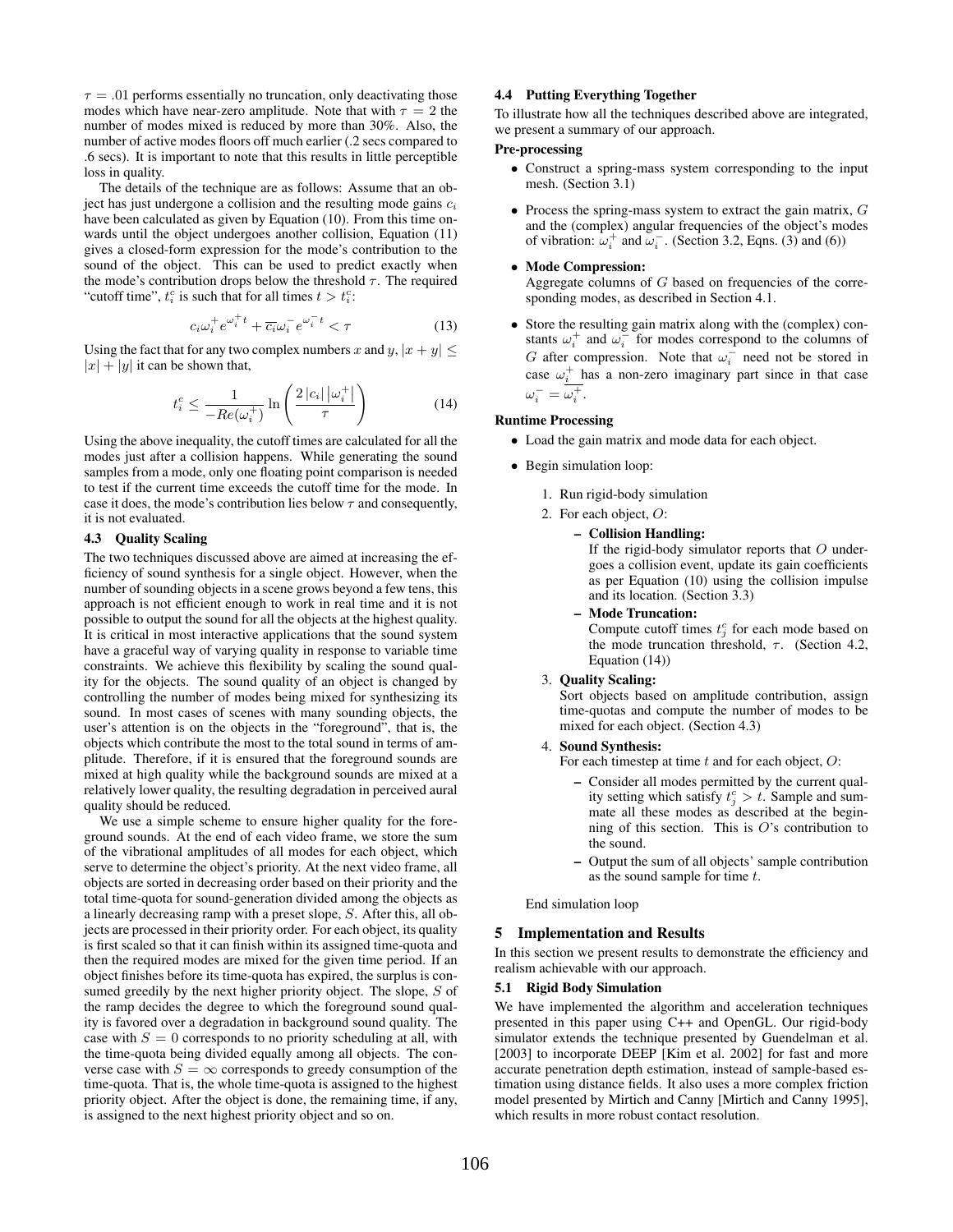$\tau = .01$ performs essentially no truncation, only deactivating those modes which have near-zero amplitude. Note that with $\tau = 2$ the number of modes mixed is reduced by more than 30%. Also, the number of active modes floors off much earlier (.2 secs compared to .6 secs). It is important to note that this results in little perceptible loss in quality.

The details of the technique are as follows: Assume that an object has just undergone a collision and the resulting mode gains $c_i$ have been calculated as given by Equation (10). From this time onwards until the object undergoes another collision, Equation (11) gives a closed-form expression for the mode's contribution to the sound of the object. This can be used to predict exactly when the mode's contribution drops below the threshold $\tau$. The required "cutoff time", $t_i^c$ is such that for all times $t > t_i^c$:

$$c_i \omega_i^+ e^{\omega_i^+ t} + \overline{c_i} \omega_i^- e^{\omega_i^- t} < \tau \tag{13}$$

Using the fact that for any two complex numbers $x$ and $y$, $|x + y| \leq |x| + |y|$ it can be shown that,

$$t_i^c \leq \frac{1}{-Re(\omega_i^+)} \ln \left( \frac{2 |c_i| |\omega_i^+|}{\tau} \right) \tag{14}$$

Using the above inequality, the cutoff times are calculated for all the modes just after a collision happens. While generating the sound samples from a mode, only one floating point comparison is needed to test if the current time exceeds the cutoff time for the mode. In case it does, the mode's contribution lies below $\tau$ and consequently, it is not evaluated.

### 4.3 Quality Scaling

The two techniques discussed above are aimed at increasing the efficiency of sound synthesis for a single object. However, when the number of sounding objects in a scene grows beyond a few tens, this approach is not efficient enough to work in real time and it is not possible to output the sound for all the objects at the highest quality. It is critical in most interactive applications that the sound system have a graceful way of varying quality in response to variable time constraints. We achieve this flexibility by scaling the sound quality for the objects. The sound quality of an object is changed by controlling the number of modes being mixed for synthesizing its sound. In most cases of scenes with many sounding objects, the user's attention is on the objects in the "foreground", that is, the objects which contribute the most to the total sound in terms of amplitude. Therefore, if it is ensured that the foreground sounds are mixed at high quality while the background sounds are mixed at a relatively lower quality, the resulting degradation in perceived aural quality should be reduced.

We use a simple scheme to ensure higher quality for the foreground sounds. At the end of each video frame, we store the sum of the vibrational amplitudes of all modes for each object, which serve to determine the object's priority. At the next video frame, all objects are sorted in decreasing order based on their priority and the total time-quota for sound-generation divided among the objects as a linearly decreasing ramp with a preset slope, $S$. After this, all objects are processed in their priority order. For each object, its quality is first scaled so that it can finish within its assigned time-quota and then the required modes are mixed for the given time period. If an object finishes before its time-quota has expired, the surplus is consumed greedily by the next higher priority object. The slope, $S$ of the ramp decides the degree to which the foreground sound quality is favored over a degradation in background sound quality. The case with $S = 0$ corresponds to no priority scheduling at all, with the time-quota being divided equally among all objects. The converse case with $S = \infty$ corresponds to greedy consumption of the time-quota. That is, the whole time-quota is assigned to the highest priority object. After the object is done, the remaining time, if any, is assigned to the next highest priority object and so on.

### 4.4 Putting Everything Together

To illustrate how all the techniques described above are integrated, we present a summary of our approach.

**Pre-processing**

- Construct a spring-mass system corresponding to the input mesh. (Section 3.1)
- Process the spring-mass system to extract the gain matrix, $G$ and the (complex) angular frequencies of the object's modes of vibration: $\omega_i^+$ and $\omega_i^-$. (Section 3.2, Eqns. (3) and (6))
- **Mode Compression:**
  Aggregate columns of $G$ based on frequencies of the corresponding modes, as described in Section 4.1.
- Store the resulting gain matrix along with the (complex) constants $\omega_i^+$ and $\omega_i^-$ for modes correspond to the columns of $G$ after compression. Note that $\omega_i^-$ need not be stored in case $\omega_i^+$ has a non-zero imaginary part since in that case $\omega_i^- = \overline{\omega_i^+}$.

**Runtime Processing**

- Load the gain matrix and mode data for each object.
- Begin simulation loop:
  1. Run rigid-body simulation
  2. For each object, $O$:
     - **Collision Handling:**
       If the rigid-body simulator reports that $O$ undergoes a collision event, update its gain coefficients as per Equation (10) using the collision impulse and its location. (Section 3.3)
     - **Mode Truncation:**
       Compute cutoff times $t_j^c$ for each mode based on the mode truncation threshold, $\tau$. (Section 4.2, Equation (14))
  3. **Quality Scaling:**
     Sort objects based on amplitude contribution, assign time-quotas and compute the number of modes to be mixed for each object. (Section 4.3)
  4. **Sound Synthesis:**
     For each timestep at time $t$ and for each object, $O$:
     - Consider all modes permitted by the current quality setting which satisfy $t_j^c > t$. Sample and summate all these modes as described at the beginning of this section. This is $O$'s contribution to the sound.
     - Output the sum of all objects' sample contribution as the sound sample for time $t$.

  End simulation loop

## 5 Implementation and Results

In this section we present results to demonstrate the efficiency and realism achievable with our approach.

### 5.1 Rigid Body Simulation

We have implemented the algorithm and acceleration techniques presented in this paper using C++ and OpenGL. Our rigid-body simulator extends the technique presented by Guendelman et al. [2003] to incorporate DEEP [Kim et al. 2002] for fast and more accurate penetration depth estimation, instead of sample-based estimation using distance fields. It also uses a more complex friction model presented by Mirtich and Canny [Mirtich and Canny 1995], which results in more robust contact resolution.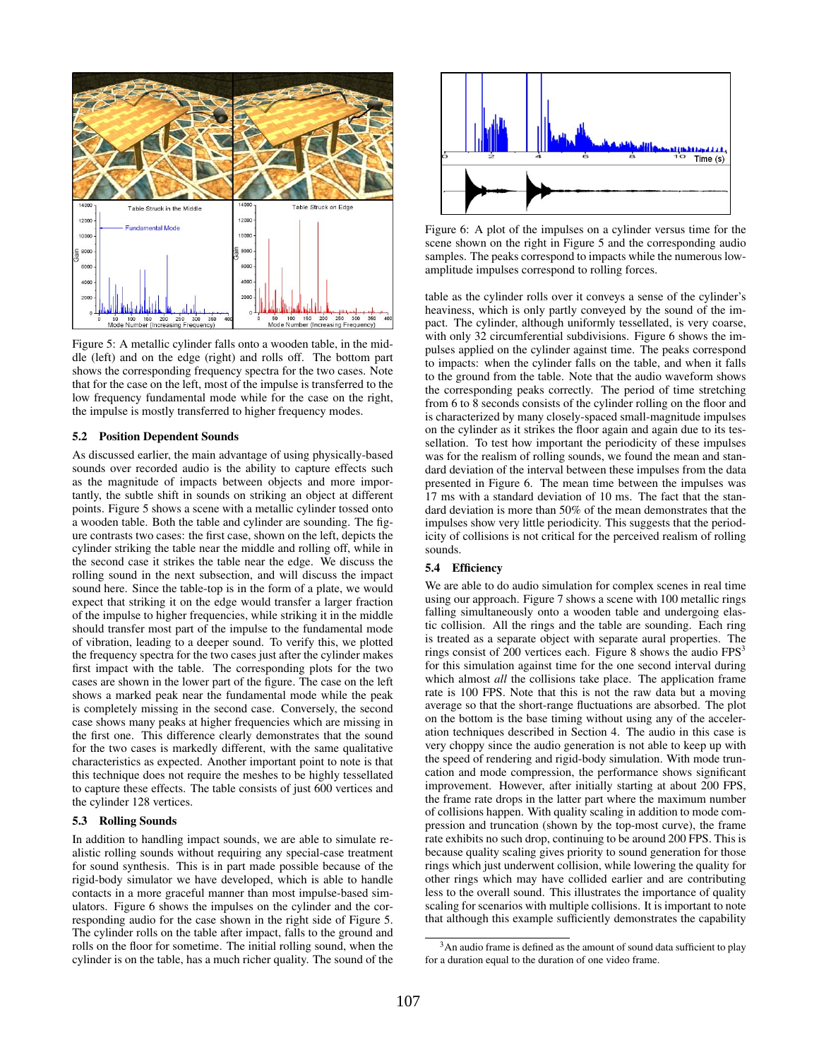Table Struck in the Middle

Fundamental Mode

Gain

Mode Number (Increasing Frequency)

14000
12000
10000
8000
6000
4000
2000
0

0 50 100 150 200 250 300 350 400

Table Struck on Edge

Gain

Mode Number (Increasing Frequency)

14000
12000
10000
8000
6000
4000
2000
0

0 50 100 150 200 250 300 350 400

Figure 5: A metallic cylinder falls onto a wooden table, in the middle (left) and on the edge (right) and rolls off. The bottom part shows the corresponding frequency spectra for the two cases. Note that for the case on the left, most of the impulse is transferred to the low frequency fundamental mode while for the case on the right, the impulse is mostly transferred to higher frequency modes.

### 5.2 Position Dependent Sounds

As discussed earlier, the main advantage of using physically-based sounds over recorded audio is the ability to capture effects such as the magnitude of impacts between objects and more importantly, the subtle shift in sounds on striking an object at different points. Figure 5 shows a scene with a metallic cylinder tossed onto a wooden table. Both the table and cylinder are sounding. The figure contrasts two cases: the first case, shown on the left, depicts the cylinder striking the table near the middle and rolling off, while in the second case it strikes the table near the edge. We discuss the rolling sound in the next subsection, and will discuss the impact sound here. Since the table-top is in the form of a plate, we would expect that striking it on the edge would transfer a larger fraction of the impulse to higher frequencies, while striking it in the middle should transfer most part of the impulse to the fundamental mode of vibration, leading to a deeper sound. To verify this, we plotted the frequency spectra for the two cases just after the cylinder makes first impact with the table. The corresponding plots for the two cases are shown in the lower part of the figure. The case on the left shows a marked peak near the fundamental mode while the peak is completely missing in the second case. Conversely, the second case shows many peaks at higher frequencies which are missing in the first one. This difference clearly demonstrates that the sound for the two cases is markedly different, with the same qualitative characteristics as expected. Another important point to note is that this technique does not require the meshes to be highly tessellated to capture these effects. The table consists of just 600 vertices and the cylinder 128 vertices.

### 5.3 Rolling Sounds

In addition to handling impact sounds, we are able to simulate realistic rolling sounds without requiring any special-case treatment for sound synthesis. This is in part made possible because of the rigid-body simulator we have developed, which is able to handle contacts in a more graceful manner than most impulse-based simulators. Figure 6 shows the impulses on the cylinder and the corresponding audio for the case shown in the right side of Figure 5. The cylinder rolls on the table after impact, falls to the ground and rolls on the floor for sometime. The initial rolling sound, when the cylinder is on the table, has a much richer quality. The sound of the

0 2 4 6 8 10 Time (s)

Figure 6: A plot of the impulses on a cylinder versus time for the scene shown on the right in Figure 5 and the corresponding audio samples. The peaks correspond to impacts while the numerous low-amplitude impulses correspond to rolling forces.

table as the cylinder rolls over it conveys a sense of the cylinder's heaviness, which is only partly conveyed by the sound of the impact. The cylinder, although uniformly tessellated, is very coarse, with only 32 circumferential subdivisions. Figure 6 shows the impulses applied on the cylinder against time. The peaks correspond to impacts: when the cylinder falls on the table, and when it falls to the ground from the table. Note that the audio waveform shows the corresponding peaks correctly. The period of time stretching from 6 to 8 seconds consists of the cylinder rolling on the floor and is characterized by many closely-spaced small-magnitude impulses on the cylinder as it strikes the floor again and again due to its tessellation. To test how important the periodicity of these impulses was for the realism of rolling sounds, we found the mean and standard deviation of the interval between these impulses from the data presented in Figure 6. The mean time between the impulses was 17 ms with a standard deviation of 10 ms. The fact that the standard deviation is more than 50% of the mean demonstrates that the impulses show very little periodicity. This suggests that the periodicity of collisions is not critical for the perceived realism of rolling sounds.

### 5.4 Efficiency

We are able to do audio simulation for complex scenes in real time using our approach. Figure 7 shows a scene with 100 metallic rings falling simultaneously onto a wooden table and undergoing elastic collision. All the rings and the table are sounding. Each ring is treated as a separate object with separate aural properties. The rings consist of 200 vertices each. Figure 8 shows the audio FPS[3] for this simulation against time for the one second interval during which almost *all* the collisions take place. The application frame rate is 100 FPS. Note that this is not the raw data but a moving average so that the short-range fluctuations are absorbed. The plot on the bottom is the base timing without using any of the acceleration techniques described in Section 4. The audio in this case is very choppy since the audio generation is not able to keep up with the speed of rendering and rigid-body simulation. With mode truncation and mode compression, the performance shows significant improvement. However, after initially starting at about 200 FPS, the frame rate drops in the latter part where the maximum number of collisions happen. With quality scaling in addition to mode compression and truncation (shown by the top-most curve), the frame rate exhibits no such drop, continuing to be around 200 FPS. This is because quality scaling gives priority to sound generation for those rings which just underwent collision, while lowering the quality for other rings which may have collided earlier and are contributing less to the overall sound. This illustrates the importance of quality scaling for scenarios with multiple collisions. It is important to note that although this example sufficiently demonstrates the capability

[3] An audio frame is defined as the amount of sound data sufficient to play for a duration equal to the duration of one video frame.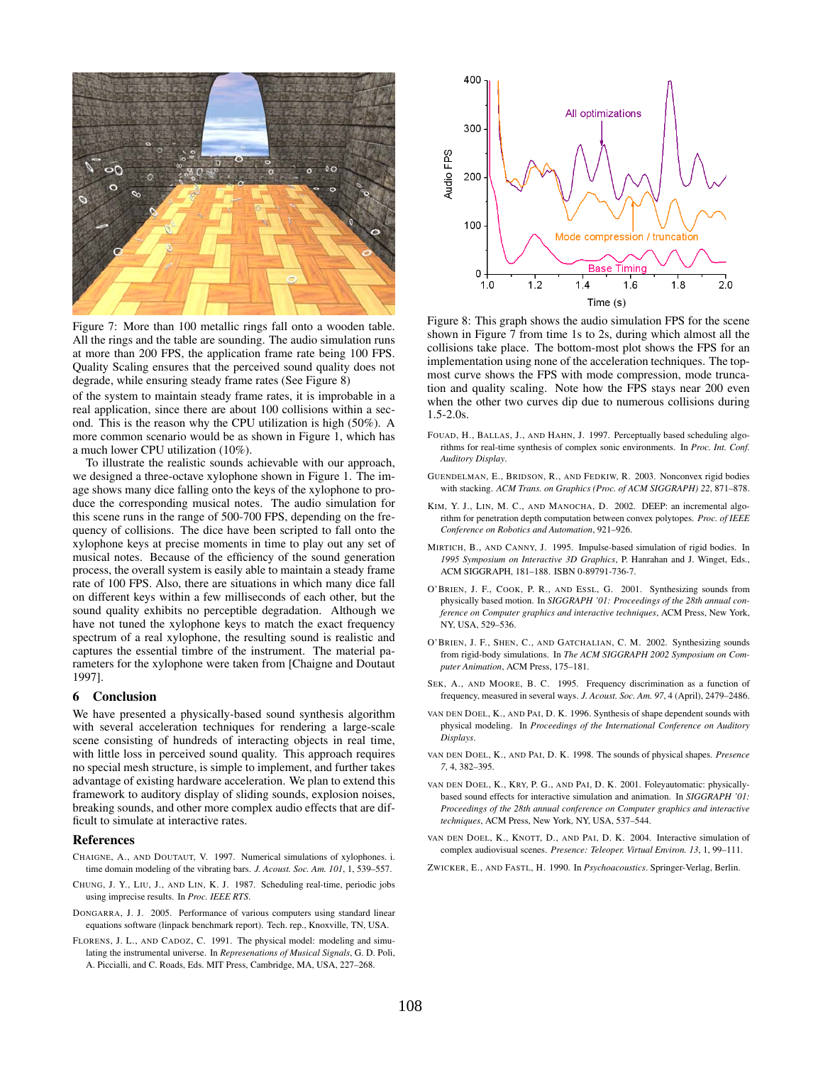Figure 7: More than 100 metallic rings fall onto a wooden table. All the rings and the table are sounding. The audio simulation runs at more than 200 FPS, the application frame rate being 100 FPS. Quality Scaling ensures that the perceived sound quality does not degrade, while ensuring steady frame rates (See Figure 8)

of the system to maintain steady frame rates, it is improbable in a real application, since there are about 100 collisions within a second. This is the reason why the CPU utilization is high (50%). A more common scenario would be as shown in Figure 1, which has a much lower CPU utilization (10%).

To illustrate the realistic sounds achievable with our approach, we designed a three-octave xylophone shown in Figure 1. The image shows many dice falling onto the keys of the xylophone to produce the corresponding musical notes. The audio simulation for this scene runs in the range of 500-700 FPS, depending on the frequency of collisions. The dice have been scripted to fall onto the xylophone keys at precise moments in time to play out any set of musical notes. Because of the efficiency of the sound generation process, the overall system is easily able to maintain a steady frame rate of 100 FPS. Also, there are situations in which many dice fall on different keys within a few milliseconds of each other, but the sound quality exhibits no perceptible degradation. Although we have not tuned the xylophone keys to match the exact frequency spectrum of a real xylophone, the resulting sound is realistic and captures the essential timbre of the instrument. The material parameters for the xylophone were taken from [Chaigne and Doutaut 1997].

## 6 Conclusion

We have presented a physically-based sound synthesis algorithm with several acceleration techniques for rendering a large-scale scene consisting of hundreds of interacting objects in real time, with little loss in perceived sound quality. This approach requires no special mesh structure, is simple to implement, and further takes advantage of existing hardware acceleration. We plan to extend this framework to auditory display of sliding sounds, explosion noises, breaking sounds, and other more complex audio effects that are difficult to simulate at interactive rates.

Figure 8: This graph shows the audio simulation FPS for the scene shown in Figure 7 from time 1s to 2s, during which almost all the collisions take place. The bottom-most plot shows the FPS for an implementation using none of the acceleration techniques. The topmost curve shows the FPS with mode compression, mode truncation and quality scaling. Note how the FPS stays near 200 even when the other two curves dip due to numerous collisions during 1.5-2.0s.

## References

Chaigne, A., and Doutaut, V. 1997. Numerical simulations of xylophones. i. time domain modeling of the vibrating bars. *J. Acoust. Soc. Am. 101*, 1, 539–557.

Chung, J. Y., Liu, J., and Lin, K. J. 1987. Scheduling real-time, periodic jobs using imprecise results. In *Proc. IEEE RTS*.

Dongarra, J. J. 2005. Performance of various computers using standard linear equations software (linpack benchmark report). Tech. rep., Knoxville, TN, USA.

Florens, J. L., and Cadoz, C. 1991. The physical model: modeling and simulating the instrumental universe. In *Represenations of Musical Signals*, G. D. Poli, A. Piccialli, and C. Roads, Eds. MIT Press, Cambridge, MA, USA, 227–268.

Fouad, H., Ballas, J., and Hahn, J. 1997. Perceptually based scheduling algorithms for real-time synthesis of complex sonic environments. In *Proc. Int. Conf. Auditory Display*.

Guendelman, E., Bridson, R., and Fedkiw, R. 2003. Nonconvex rigid bodies with stacking. *ACM Trans. on Graphics (Proc. of ACM SIGGRAPH) 22*, 871–878.

Kim, Y. J., Lin, M. C., and Manocha, D. 2002. DEEP: an incremental algorithm for penetration depth computation between convex polytopes. *Proc. of IEEE Conference on Robotics and Automation*, 921–926.

Mirtich, B., and Canny, J. 1995. Impulse-based simulation of rigid bodies. In *1995 Symposium on Interactive 3D Graphics*, P. Hanrahan and J. Winget, Eds., ACM SIGGRAPH, 181–188. ISBN 0-89791-736-7.

O'Brien, J. F., Cook, P. R., and Essl, G. 2001. Synthesizing sounds from physically based motion. In *SIGGRAPH '01: Proceedings of the 28th annual conference on Computer graphics and interactive techniques*, ACM Press, New York, NY, USA, 529–536.

O'Brien, J. F., Shen, C., and Gatchalian, C. M. 2002. Synthesizing sounds from rigid-body simulations. In *The ACM SIGGRAPH 2002 Symposium on Computer Animation*, ACM Press, 175–181.

Sek, A., and Moore, B. C. 1995. Frequency discrimination as a function of frequency, measured in several ways. *J. Acoust. Soc. Am. 97*, 4 (April), 2479–2486.

van den Doel, K., and Pai, D. K. 1996. Synthesis of shape dependent sounds with physical modeling. In *Proceedings of the International Conference on Auditory Displays*.

van den Doel, K., and Pai, D. K. 1998. The sounds of physical shapes. *Presence 7*, 4, 382–395.

van den Doel, K., Kry, P. G., and Pai, D. K. 2001. Foleyautomatic: physically-based sound effects for interactive simulation and animation. In *SIGGRAPH '01: Proceedings of the 28th annual conference on Computer graphics and interactive techniques*, ACM Press, New York, NY, USA, 537–544.

van den Doel, K., Knott, D., and Pai, D. K. 2004. Interactive simulation of complex audiovisual scenes. *Presence: Teleoper. Virtual Environ. 13*, 1, 99–111.

Zwicker, E., and Fastl, H. 1990. In *Psychoacoustics*. Springer-Verlag, Berlin.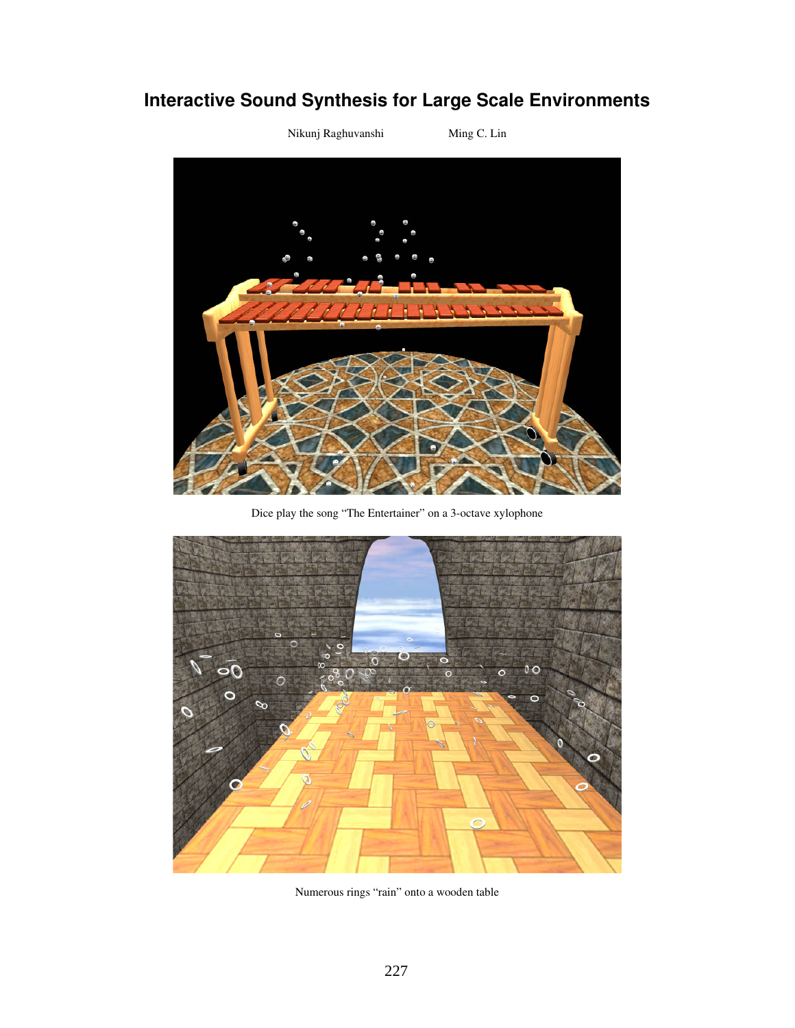# Interactive Sound Synthesis for Large Scale Environments

Nikunj Raghuvanshi Ming C. Lin

Dice play the song “The Entertainer” on a 3-octave xylophone

Numerous rings “rain” onto a wooden table